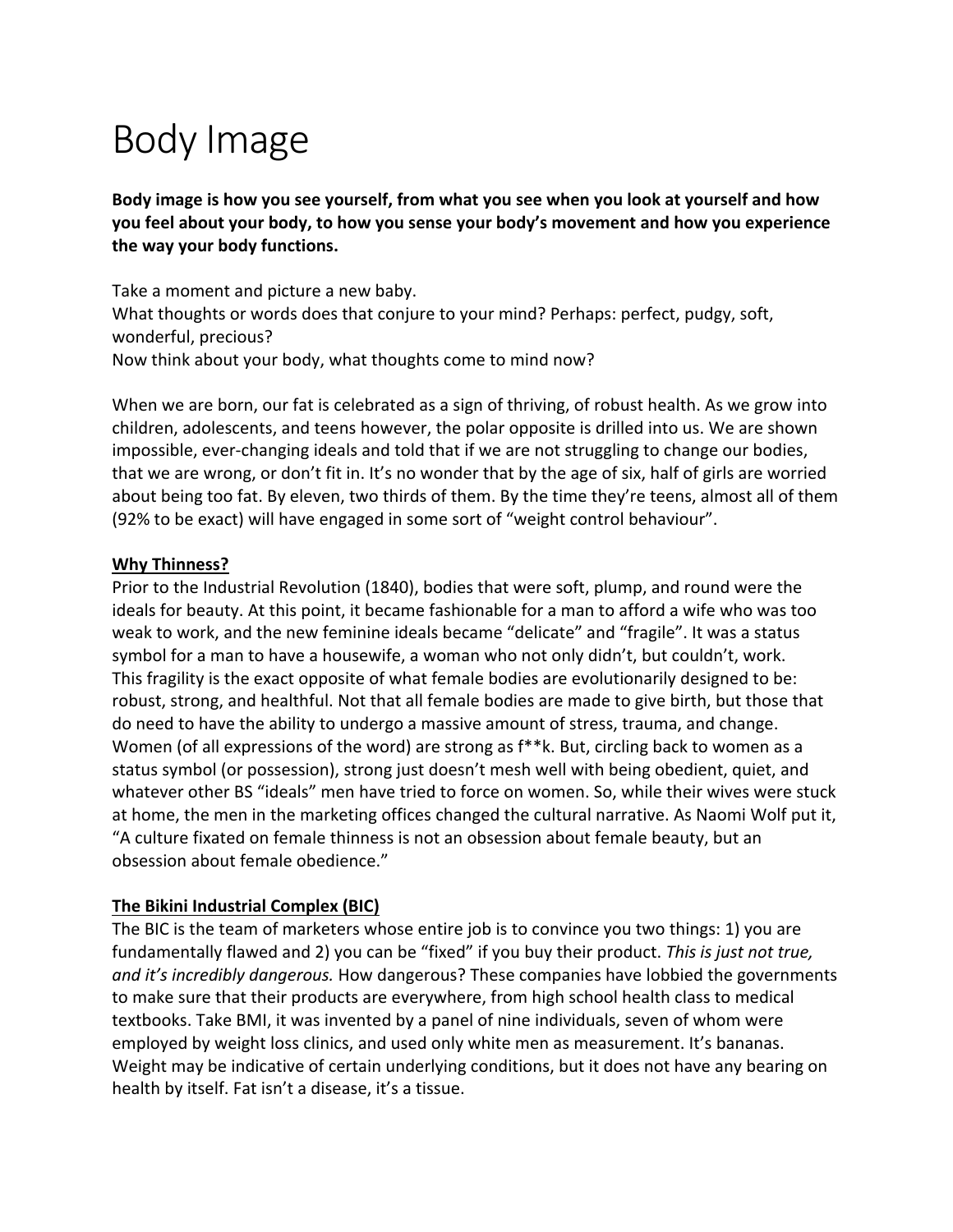# Body Image

**Body image is how you see yourself, from what you see when you look at yourself and how you feel about your body, to how you sense your body's movement and how you experience the way your body functions.**

Take a moment and picture a new baby.
What thoughts or words does that conjure to your mind? Perhaps: perfect, pudgy, soft, wonderful, precious?
Now think about your body, what thoughts come to mind now?

When we are born, our fat is celebrated as a sign of thriving, of robust health. As we grow into children, adolescents, and teens however, the polar opposite is drilled into us. We are shown impossible, ever-changing ideals and told that if we are not struggling to change our bodies, that we are wrong, or don't fit in. It's no wonder that by the age of six, half of girls are worried about being too fat. By eleven, two thirds of them. By the time they're teens, almost all of them (92% to be exact) will have engaged in some sort of "weight control behaviour".

**Why Thinness?**

Prior to the Industrial Revolution (1840), bodies that were soft, plump, and round were the ideals for beauty. At this point, it became fashionable for a man to afford a wife who was too weak to work, and the new feminine ideals became "delicate" and "fragile". It was a status symbol for a man to have a housewife, a woman who not only didn't, but couldn't, work. This fragility is the exact opposite of what female bodies are evolutionarily designed to be: robust, strong, and healthful. Not that all female bodies are made to give birth, but those that do need to have the ability to undergo a massive amount of stress, trauma, and change. Women (of all expressions of the word) are strong as f**k. But, circling back to women as a status symbol (or possession), strong just doesn't mesh well with being obedient, quiet, and whatever other BS "ideals" men have tried to force on women. So, while their wives were stuck at home, the men in the marketing offices changed the cultural narrative. As Naomi Wolf put it, "A culture fixated on female thinness is not an obsession about female beauty, but an obsession about female obedience."

**The Bikini Industrial Complex (BIC)**

The BIC is the team of marketers whose entire job is to convince you two things: 1) you are fundamentally flawed and 2) you can be "fixed" if you buy their product. *This is just not true, and it's incredibly dangerous.* How dangerous? These companies have lobbied the governments to make sure that their products are everywhere, from high school health class to medical textbooks. Take BMI, it was invented by a panel of nine individuals, seven of whom were employed by weight loss clinics, and used only white men as measurement. It's bananas. Weight may be indicative of certain underlying conditions, but it does not have any bearing on health by itself. Fat isn't a disease, it's a tissue.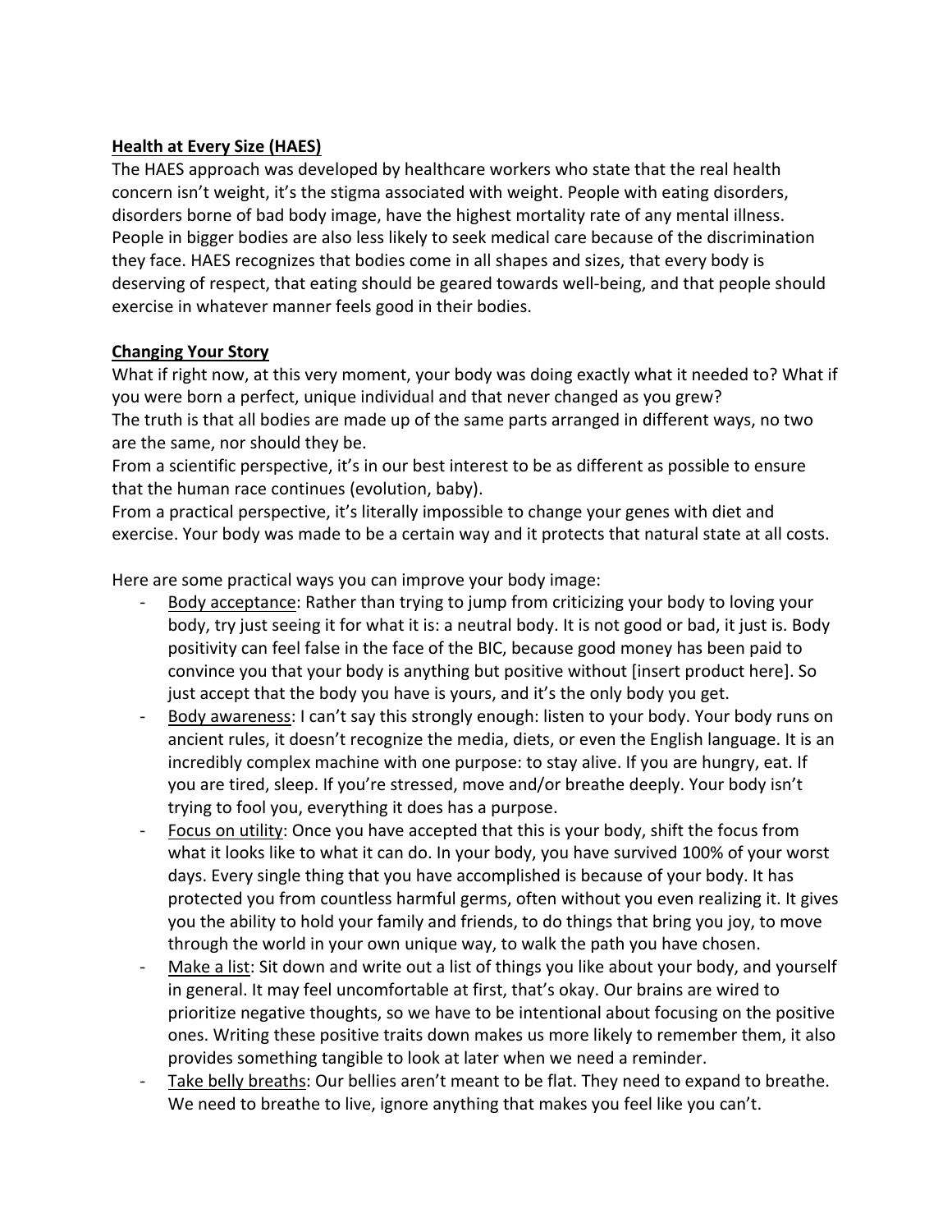**Health at Every Size (HAES)**

The HAES approach was developed by healthcare workers who state that the real health concern isn't weight, it's the stigma associated with weight. People with eating disorders, disorders borne of bad body image, have the highest mortality rate of any mental illness. People in bigger bodies are also less likely to seek medical care because of the discrimination they face. HAES recognizes that bodies come in all shapes and sizes, that every body is deserving of respect, that eating should be geared towards well-being, and that people should exercise in whatever manner feels good in their bodies.

**Changing Your Story**

What if right now, at this very moment, your body was doing exactly what it needed to? What if you were born a perfect, unique individual and that never changed as you grew?

The truth is that all bodies are made up of the same parts arranged in different ways, no two are the same, nor should they be.

From a scientific perspective, it's in our best interest to be as different as possible to ensure that the human race continues (evolution, baby).

From a practical perspective, it's literally impossible to change your genes with diet and exercise. Your body was made to be a certain way and it protects that natural state at all costs.

Here are some practical ways you can improve your body image:

- Body acceptance: Rather than trying to jump from criticizing your body to loving your body, try just seeing it for what it is: a neutral body. It is not good or bad, it just is. Body positivity can feel false in the face of the BIC, because good money has been paid to convince you that your body is anything but positive without [insert product here]. So just accept that the body you have is yours, and it's the only body you get.
- Body awareness: I can't say this strongly enough: listen to your body. Your body runs on ancient rules, it doesn't recognize the media, diets, or even the English language. It is an incredibly complex machine with one purpose: to stay alive. If you are hungry, eat. If you are tired, sleep. If you're stressed, move and/or breathe deeply. Your body isn't trying to fool you, everything it does has a purpose.
- Focus on utility: Once you have accepted that this is your body, shift the focus from what it looks like to what it can do. In your body, you have survived 100% of your worst days. Every single thing that you have accomplished is because of your body. It has protected you from countless harmful germs, often without you even realizing it. It gives you the ability to hold your family and friends, to do things that bring you joy, to move through the world in your own unique way, to walk the path you have chosen.
- Make a list: Sit down and write out a list of things you like about your body, and yourself in general. It may feel uncomfortable at first, that's okay. Our brains are wired to prioritize negative thoughts, so we have to be intentional about focusing on the positive ones. Writing these positive traits down makes us more likely to remember them, it also provides something tangible to look at later when we need a reminder.
- Take belly breaths: Our bellies aren't meant to be flat. They need to expand to breathe. We need to breathe to live, ignore anything that makes you feel like you can't.